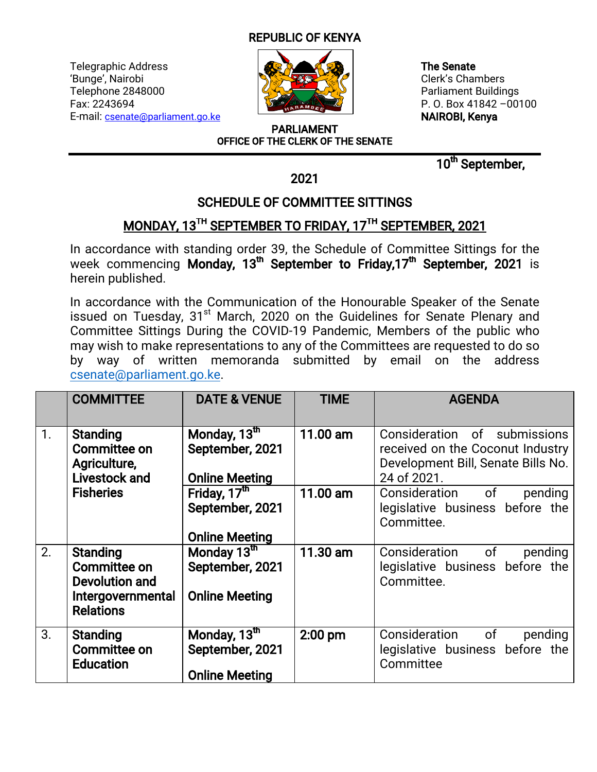REPUBLIC OF KENYA

Telegraphic Address
'Bunge', Nairobi
Telephone 2848000
Fax: 2243694
E-mail: csenate@parliament.go.ke

**The Senate**
Clerk's Chambers
Parliament Buildings
P. O. Box 41842 –00100
**NAIROBI, Kenya**

**PARLIAMENT**
**OFFICE OF THE CLERK OF THE SENATE**

**10th September, 2021**

## SCHEDULE OF COMMITTEE SITTINGS

## MONDAY, 13TH SEPTEMBER TO FRIDAY, 17TH SEPTEMBER, 2021

In accordance with standing order 39, the Schedule of Committee Sittings for the week commencing **Monday, 13th September to Friday,17th September, 2021** is herein published.

In accordance with the Communication of the Honourable Speaker of the Senate issued on Tuesday, 31st March, 2020 on the Guidelines for Senate Plenary and Committee Sittings During the COVID-19 Pandemic, Members of the public who may wish to make representations to any of the Committees are requested to do so by way of written memoranda submitted by email on the address csenate@parliament.go.ke.

| | COMMITTEE | DATE & VENUE | TIME | AGENDA |
|---|---|---|---|---|
| 1. | **Standing Committee on Agriculture, Livestock and Fisheries** | **Monday, 13th September, 2021**<br><br>**Online Meeting** | **11.00 am** | Consideration of submissions received on the Coconut Industry Development Bill, Senate Bills No. 24 of 2021. |
| | | **Friday, 17th September, 2021**<br><br>**Online Meeting** | **11.00 am** | Consideration of pending legislative business before the Committee. |
| 2. | **Standing Committee on Devolution and Intergovernmental Relations** | **Monday 13th September, 2021**<br><br>**Online Meeting** | **11.30 am** | Consideration of pending legislative business before the Committee. |
| 3. | **Standing Committee on Education** | **Monday, 13th September, 2021**<br><br>**Online Meeting** | **2:00 pm** | Consideration of pending legislative business before the Committee |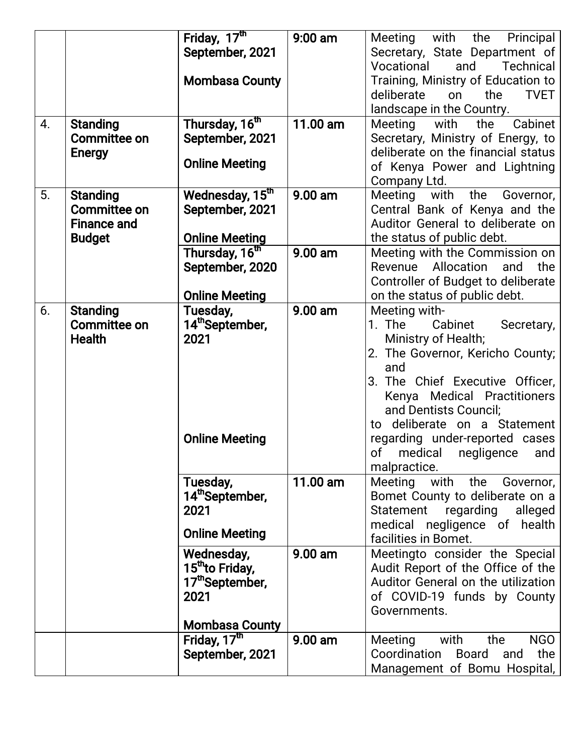| | | | | |
|---|---|---|---|---|
| | | **Friday, 17th September, 2021**<br><br>**Mombasa County** | **9:00 am** | Meeting with the Principal Secretary, State Department of Vocational and Technical Training, Ministry of Education to deliberate on the TVET landscape in the Country. |
| 4. | **Standing Committee on Energy** | **Thursday, 16th September, 2021**<br><br>**Online Meeting** | **11.00 am** | Meeting with the Cabinet Secretary, Ministry of Energy, to deliberate on the financial status of Kenya Power and Lightning Company Ltd. |
| 5. | **Standing Committee on Finance and Budget** | **Wednesday, 15th September, 2021**<br><br>**Online Meeting** | **9.00 am** | Meeting with the Governor, Central Bank of Kenya and the Auditor General to deliberate on the status of public debt. |
| | | **Thursday, 16th September, 2020**<br><br>**Online Meeting** | **9.00 am** | Meeting with the Commission on Revenue Allocation and the Controller of Budget to deliberate on the status of public debt. |
| 6. | **Standing Committee on Health** | **Tuesday, 14thSeptember, 2021**<br><br>**Online Meeting** | **9.00 am** | Meeting with-<br>1. The Cabinet Secretary, Ministry of Health;<br>2. The Governor, Kericho County; and<br>3. The Chief Executive Officer, Kenya Medical Practitioners and Dentists Council;<br>to deliberate on a Statement regarding under-reported cases of medical negligence and malpractice. |
| | | **Tuesday, 14thSeptember, 2021**<br><br>**Online Meeting** | **11.00 am** | Meeting with the Governor, Bomet County to deliberate on a Statement regarding alleged medical negligence of health facilities in Bomet. |
| | | **Wednesday, 15thto Friday, 17thSeptember, 2021**<br><br>**Mombasa County** | **9.00 am** | Meetingto consider the Special Audit Report of the Office of the Auditor General on the utilization of COVID-19 funds by County Governments. |
| | | **Friday, 17th September, 2021** | **9.00 am** | Meeting with the NGO Coordination Board and the Management of Bomu Hospital, |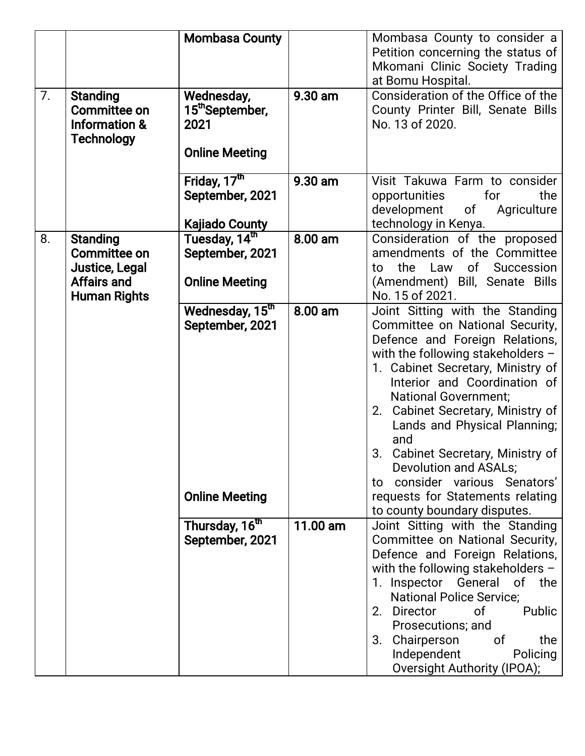| | | | | |
|---|---|---|---|---|
| | | **Mombasa County** | | Mombasa County to consider a Petition concerning the status of Mkomani Clinic Society Trading at Bomu Hospital. |
| 7. | **Standing Committee on Information & Technology** | **Wednesday, 15th September, 2021**<br><br>**Online Meeting** | **9.30 am** | Consideration of the Office of the County Printer Bill, Senate Bills No. 13 of 2020. |
| | | **Friday, 17th September, 2021**<br><br>**Kajiado County** | **9.30 am** | Visit Takuwa Farm to consider opportunities for the development of Agriculture technology in Kenya. |
| 8. | **Standing Committee on Justice, Legal Affairs and Human Rights** | **Tuesday, 14th September, 2021**<br><br>**Online Meeting** | **8.00 am** | Consideration of the proposed amendments of the Committee to the Law of Succession (Amendment) Bill, Senate Bills No. 15 of 2021. |
| | | **Wednesday, 15th September, 2021**<br><br>**Online Meeting** | **8.00 am** | Joint Sitting with the Standing Committee on National Security, Defence and Foreign Relations, with the following stakeholders –<br>1. Cabinet Secretary, Ministry of Interior and Coordination of National Government;<br>2. Cabinet Secretary, Ministry of Lands and Physical Planning; and<br>3. Cabinet Secretary, Ministry of Devolution and ASALs;<br>to consider various Senators' requests for Statements relating to county boundary disputes. |
| | | **Thursday, 16th September, 2021** | **11.00 am** | Joint Sitting with the Standing Committee on National Security, Defence and Foreign Relations, with the following stakeholders –<br>1. Inspector General of the National Police Service;<br>2. Director of Public Prosecutions; and<br>3. Chairperson of the Independent Policing Oversight Authority (IPOA); |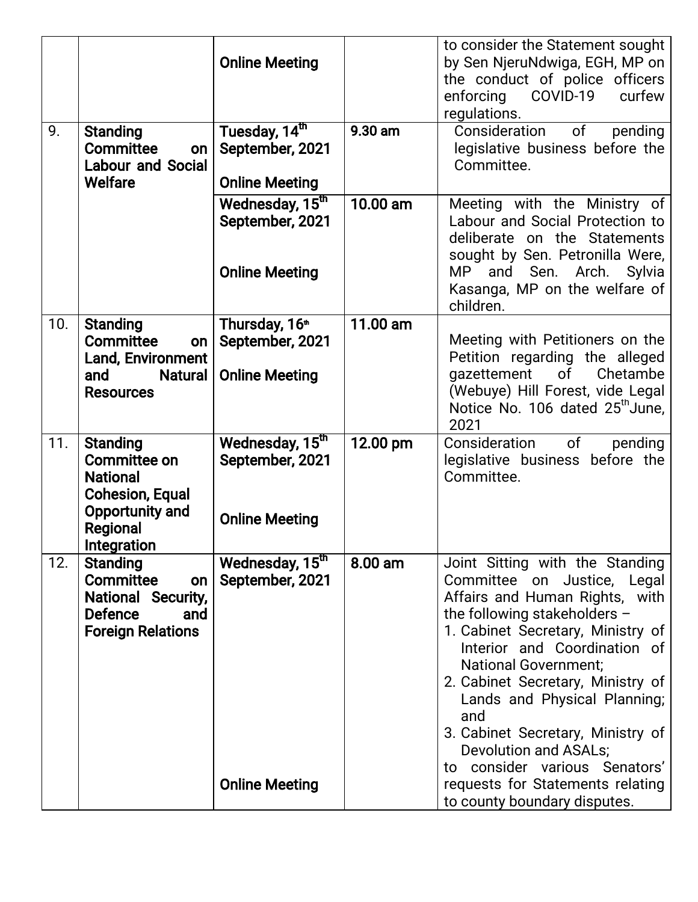| | | | | |
|---|---|---|---|---|
| | | Online Meeting | | to consider the Statement sought by Sen NjeruNdwiga, EGH, MP on the conduct of police officers enforcing COVID-19 curfew regulations. |
| 9. | **Standing Committee on Labour and Social Welfare** | **Tuesday, 14th September, 2021**<br><br>**Online Meeting** | **9.30 am** | Consideration of pending legislative business before the Committee. |
| | | **Wednesday, 15th September, 2021**<br><br>**Online Meeting** | **10.00 am** | Meeting with the Ministry of Labour and Social Protection to deliberate on the Statements sought by Sen. Petronilla Were, MP and Sen. Arch. Sylvia Kasanga, MP on the welfare of children. |
| 10. | **Standing Committee on Land, Environment and Natural Resources** | **Thursday, 16th September, 2021**<br><br>**Online Meeting** | **11.00 am** | Meeting with Petitioners on the Petition regarding the alleged gazettement of Chetambe (Webuye) Hill Forest, vide Legal Notice No. 106 dated 25th June, 2021 |
| 11. | **Standing Committee on National Cohesion, Equal Opportunity and Regional Integration** | **Wednesday, 15th September, 2021**<br><br>**Online Meeting** | **12.00 pm** | Consideration of pending legislative business before the Committee. |
| 12. | **Standing Committee on National Security, Defence and Foreign Relations** | **Wednesday, 15th September, 2021**<br><br>**Online Meeting** | **8.00 am** | Joint Sitting with the Standing Committee on Justice, Legal Affairs and Human Rights, with the following stakeholders –<br>1. Cabinet Secretary, Ministry of Interior and Coordination of National Government;<br>2. Cabinet Secretary, Ministry of Lands and Physical Planning; and<br>3. Cabinet Secretary, Ministry of Devolution and ASALs;<br>to consider various Senators' requests for Statements relating to county boundary disputes. |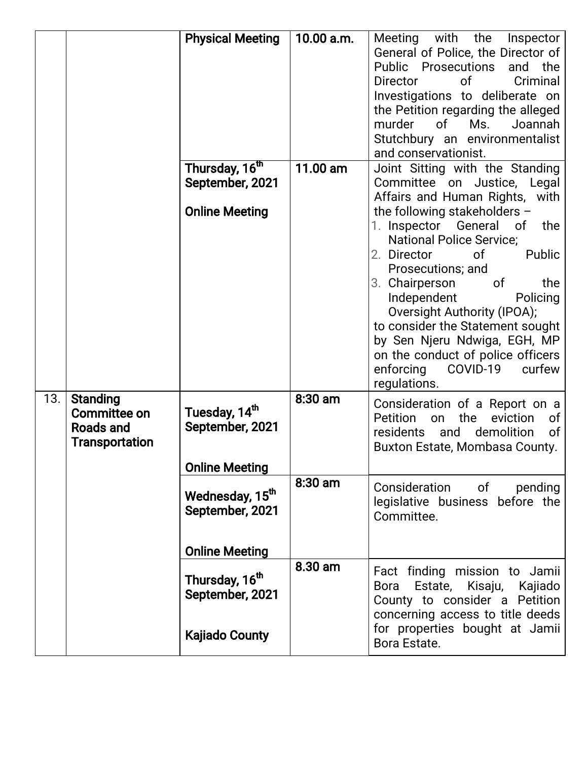| | | | | |
|---|---|---|---|---|
| | | **Physical Meeting** | **10.00 a.m.** | Meeting with the Inspector General of Police, the Director of Public Prosecutions and the Director of Criminal Investigations to deliberate on the Petition regarding the alleged murder of Ms. Joannah Stutchbury an environmentalist and conservationist. |
| | | **Thursday, 16th September, 2021**<br><br>**Online Meeting** | **11.00 am** | Joint Sitting with the Standing Committee on Justice, Legal Affairs and Human Rights, with the following stakeholders –<br>1. Inspector General of the National Police Service;<br>2. Director of Public Prosecutions; and<br>3. Chairperson of the Independent Policing Oversight Authority (IPOA);<br>to consider the Statement sought by Sen Njeru Ndwiga, EGH, MP on the conduct of police officers enforcing COVID-19 curfew regulations. |
| 13. | **Standing Committee on Roads and Transportation** | **Tuesday, 14th September, 2021**<br><br>**Online Meeting** | **8:30 am** | Consideration of a Report on a Petition on the eviction of residents and demolition of Buxton Estate, Mombasa County. |
| | | **Wednesday, 15th September, 2021**<br><br>**Online Meeting** | **8:30 am** | Consideration of pending legislative business before the Committee. |
| | | **Thursday, 16th September, 2021**<br><br>**Kajiado County** | **8.30 am** | Fact finding mission to Jamii Bora Estate, Kisaju, Kajiado County to consider a Petition concerning access to title deeds for properties bought at Jamii Bora Estate. |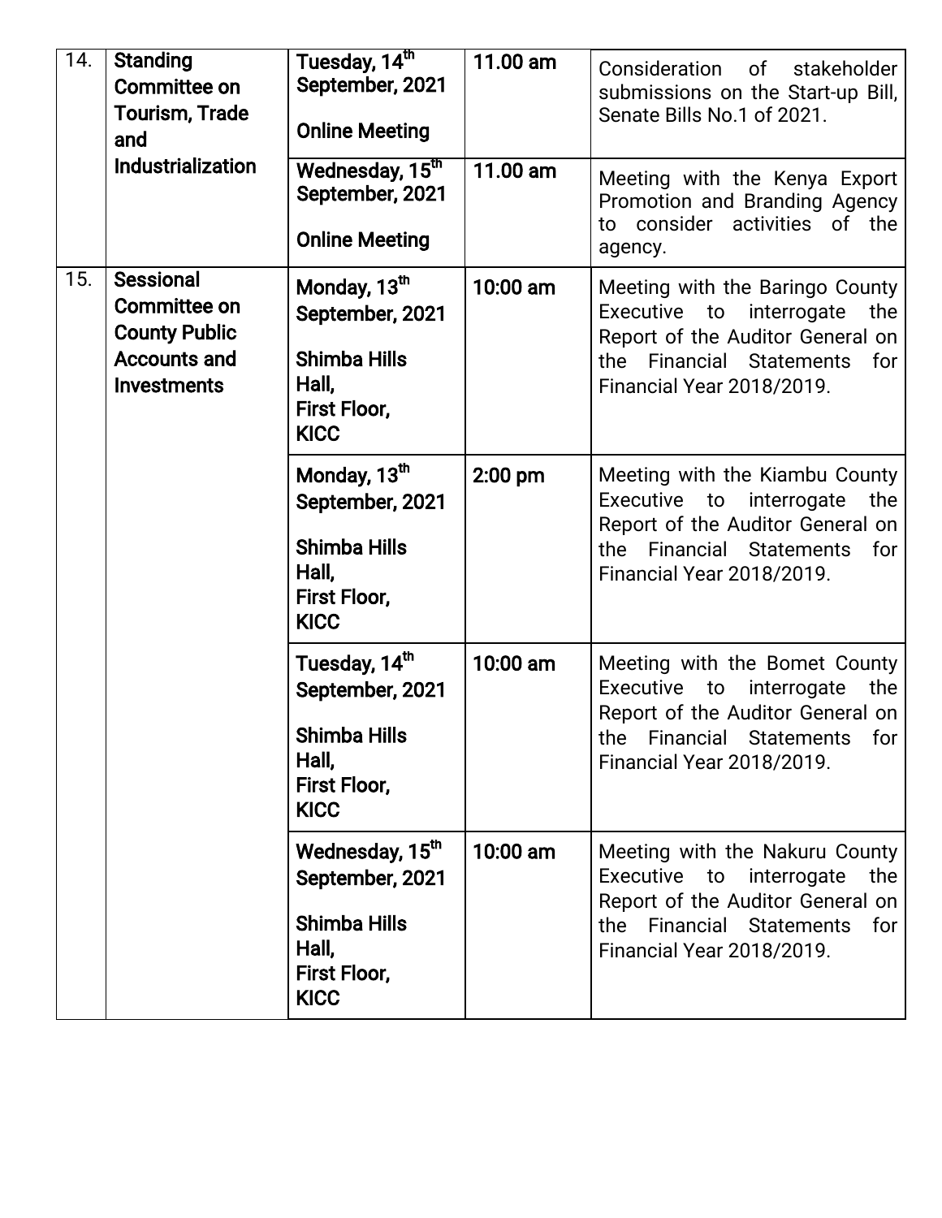| 14. | **Standing Committee on Tourism, Trade and Industrialization** | **Tuesday, 14th September, 2021** **Online Meeting** | **11.00 am** | Consideration of stakeholder submissions on the Start-up Bill, Senate Bills No.1 of 2021. |
|---|---|---|---|---|
| | | **Wednesday, 15th September, 2021** **Online Meeting** | **11.00 am** | Meeting with the Kenya Export Promotion and Branding Agency to consider activities of the agency. |
| 15. | **Sessional Committee on County Public Accounts and Investments** | **Monday, 13th September, 2021** **Shimba Hills Hall, First Floor, KICC** | **10:00 am** | Meeting with the Baringo County Executive to interrogate the Report of the Auditor General on the Financial Statements for Financial Year 2018/2019. |
| | | **Monday, 13th September, 2021** **Shimba Hills Hall, First Floor, KICC** | **2:00 pm** | Meeting with the Kiambu County Executive to interrogate the Report of the Auditor General on the Financial Statements for Financial Year 2018/2019. |
| | | **Tuesday, 14th September, 2021** **Shimba Hills Hall, First Floor, KICC** | **10:00 am** | Meeting with the Bomet County Executive to interrogate the Report of the Auditor General on the Financial Statements for Financial Year 2018/2019. |
| | | **Wednesday, 15th September, 2021** **Shimba Hills Hall, First Floor, KICC** | **10:00 am** | Meeting with the Nakuru County Executive to interrogate the Report of the Auditor General on the Financial Statements for Financial Year 2018/2019. |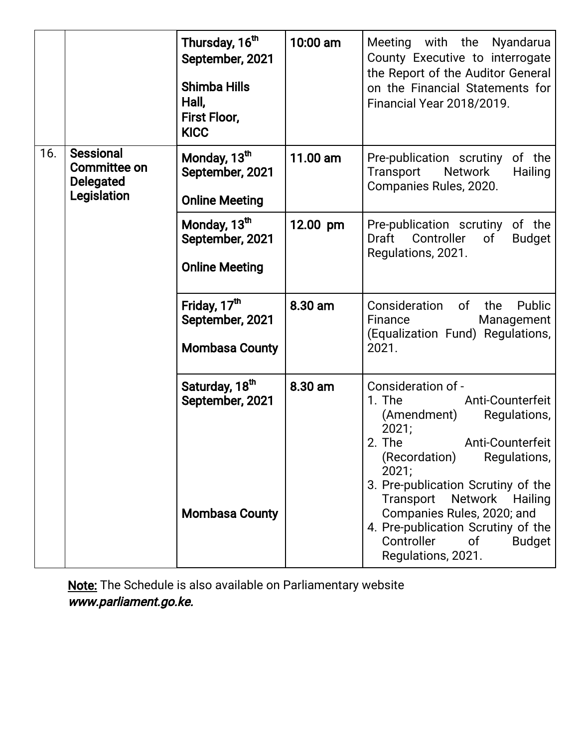| | | | | |
|---|---|---|---|---|
| | | **Thursday, 16th September, 2021**<br><br>**Shimba Hills Hall, First Floor, KICC** | **10:00 am** | Meeting with the Nyandarua County Executive to interrogate the Report of the Auditor General on the Financial Statements for Financial Year 2018/2019. |
| 16. | **Sessional Committee on Delegated Legislation** | **Monday, 13th September, 2021**<br><br>**Online Meeting** | **11.00 am** | Pre-publication scrutiny of the Transport Network Hailing Companies Rules, 2020. |
| | | **Monday, 13th September, 2021**<br><br>**Online Meeting** | **12.00 pm** | Pre-publication scrutiny of the Draft Controller of Budget Regulations, 2021. |
| | | **Friday, 17th September, 2021**<br><br>**Mombasa County** | **8.30 am** | Consideration of the Public Finance Management (Equalization Fund) Regulations, 2021. |
| | | **Saturday, 18th September, 2021**<br><br>**Mombasa County** | **8.30 am** | Consideration of -<br>1. The Anti-Counterfeit (Amendment) Regulations, 2021;<br>2. The Anti-Counterfeit (Recordation) Regulations, 2021;<br>3. Pre-publication Scrutiny of the Transport Network Hailing Companies Rules, 2020; and<br>4. Pre-publication Scrutiny of the Controller of Budget Regulations, 2021. |

**Note:** The Schedule is also available on Parliamentary website ***www.parliament.go.ke.***